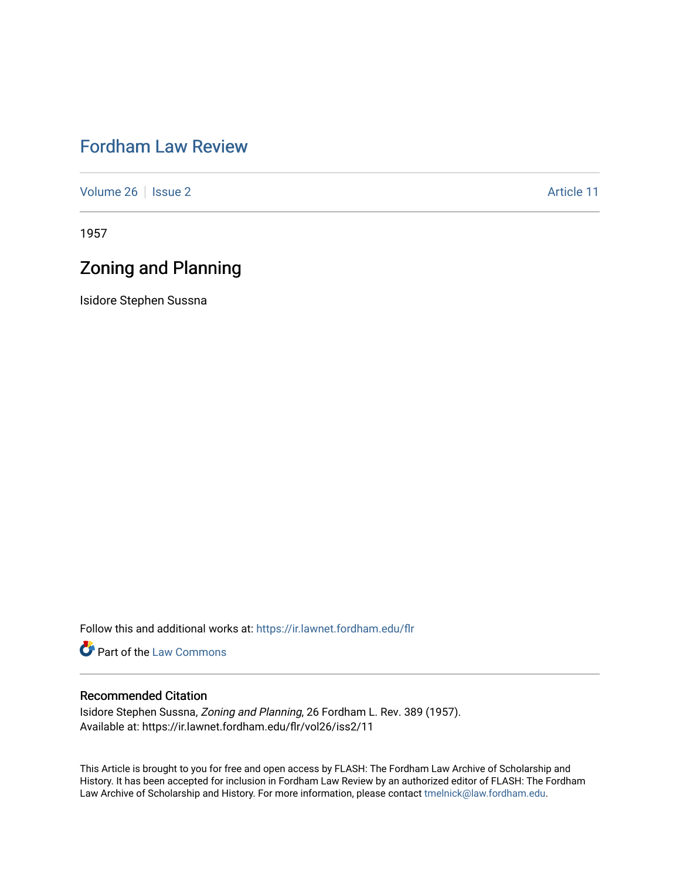# Fordham Law Review

Volume 26 | Issue 2 | Article 11

1957

## Zoning and Planning

Isidore Stephen Sussna

Follow this and additional works at: https://ir.lawnet.fordham.edu/flr

Part of the Law Commons

### Recommended Citation

Isidore Stephen Sussna, *Zoning and Planning*, 26 Fordham L. Rev. 389 (1957).
Available at: https://ir.lawnet.fordham.edu/flr/vol26/iss2/11

This Article is brought to you for free and open access by FLASH: The Fordham Law Archive of Scholarship and History. It has been accepted for inclusion in Fordham Law Review by an authorized editor of FLASH: The Fordham Law Archive of Scholarship and History. For more information, please contact tmelnick@law.fordham.edu.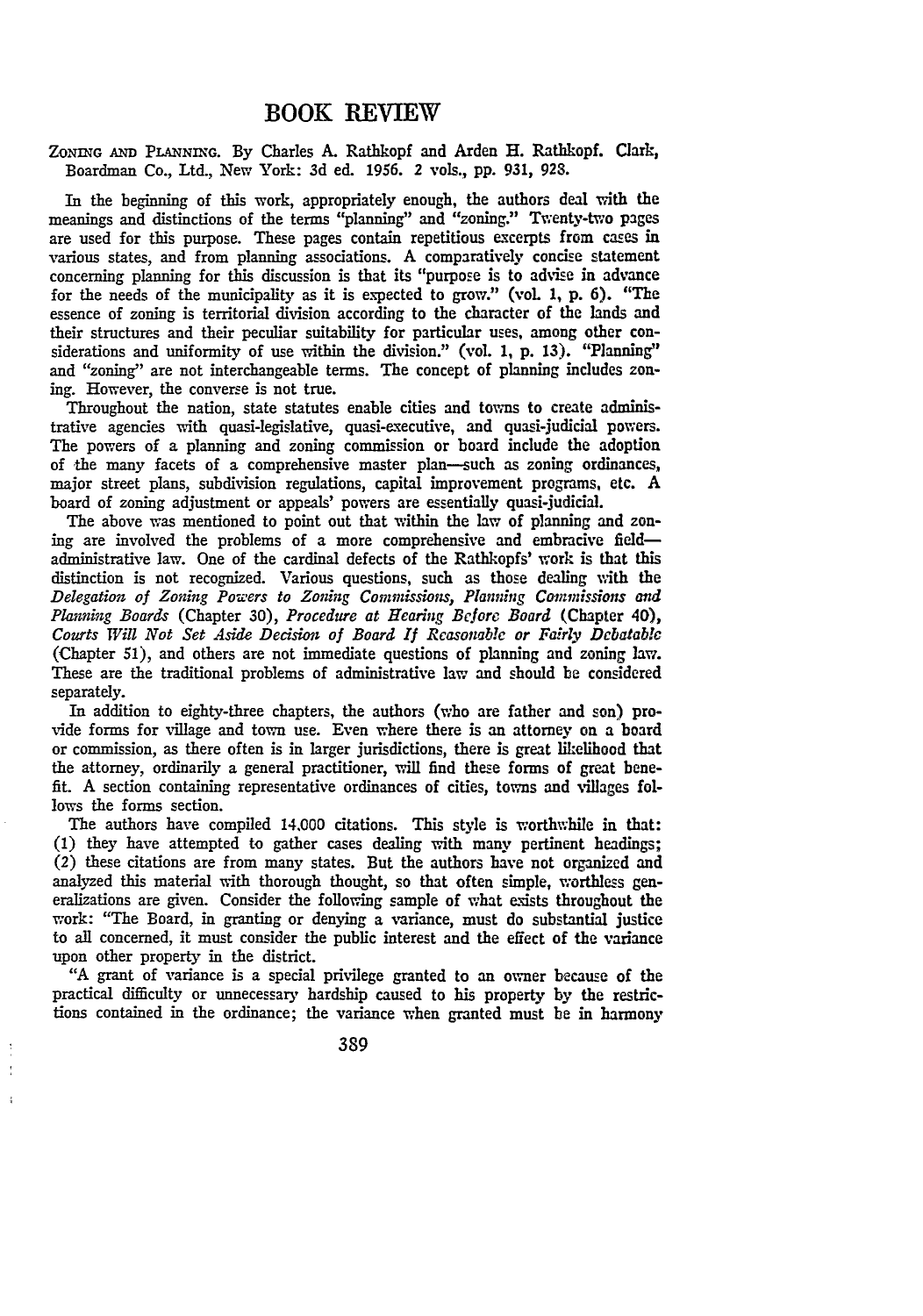# BOOK REVIEW

ZONING AND PLANNING. By Charles A. Rathkopf and Arden H. Rathkopf. Clark, Boardman Co., Ltd., New York: 3d ed. 1956. 2 vols., pp. 931, 928.

In the beginning of this work, appropriately enough, the authors deal with the meanings and distinctions of the terms "planning" and "zoning." Twenty-two pages are used for this purpose. These pages contain repetitious excerpts from cases in various states, and from planning associations. A comparatively concise statement concerning planning for this discussion is that its "purpose is to advise in advance for the needs of the municipality as it is expected to grow." (vol. 1, p. 6). "The essence of zoning is territorial division according to the character of the lands and their structures and their peculiar suitability for particular uses, among other considerations and uniformity of use within the division." (vol. 1, p. 13). "Planning" and "zoning" are not interchangeable terms. The concept of planning includes zoning. However, the converse is not true.

Throughout the nation, state statutes enable cities and towns to create administrative agencies with quasi-legislative, quasi-executive, and quasi-judicial powers. The powers of a planning and zoning commission or board include the adoption of the many facets of a comprehensive master plan—such as zoning ordinances, major street plans, subdivision regulations, capital improvement programs, etc. A board of zoning adjustment or appeals' powers are essentially quasi-judicial.

The above was mentioned to point out that within the law of planning and zoning are involved the problems of a more comprehensive and embracive field—administrative law. One of the cardinal defects of the Rathkopfs' work is that this distinction is not recognized. Various questions, such as those dealing with the *Delegation of Zoning Powers to Zoning Commissions, Planning Commissions and Planning Boards* (Chapter 30), *Procedure at Hearing Before Board* (Chapter 40), *Courts Will Not Set Aside Decision of Board If Reasonable or Fairly Debatable* (Chapter 51), and others are not immediate questions of planning and zoning law. These are the traditional problems of administrative law and should be considered separately.

In addition to eighty-three chapters, the authors (who are father and son) provide forms for village and town use. Even where there is an attorney on a board or commission, as there often is in larger jurisdictions, there is great likelihood that the attorney, ordinarily a general practitioner, will find these forms of great benefit. A section containing representative ordinances of cities, towns and villages follows the forms section.

The authors have compiled 14,000 citations. This style is worthwhile in that: (1) they have attempted to gather cases dealing with many pertinent headings; (2) these citations are from many states. But the authors have not organized and analyzed this material with thorough thought, so that often simple, worthless generalizations are given. Consider the following sample of what exists throughout the work: "The Board, in granting or denying a variance, must do substantial justice to all concerned, it must consider the public interest and the effect of the variance upon other property in the district.

"A grant of variance is a special privilege granted to an owner because of the practical difficulty or unnecessary hardship caused to his property by the restrictions contained in the ordinance; the variance when granted must be in harmony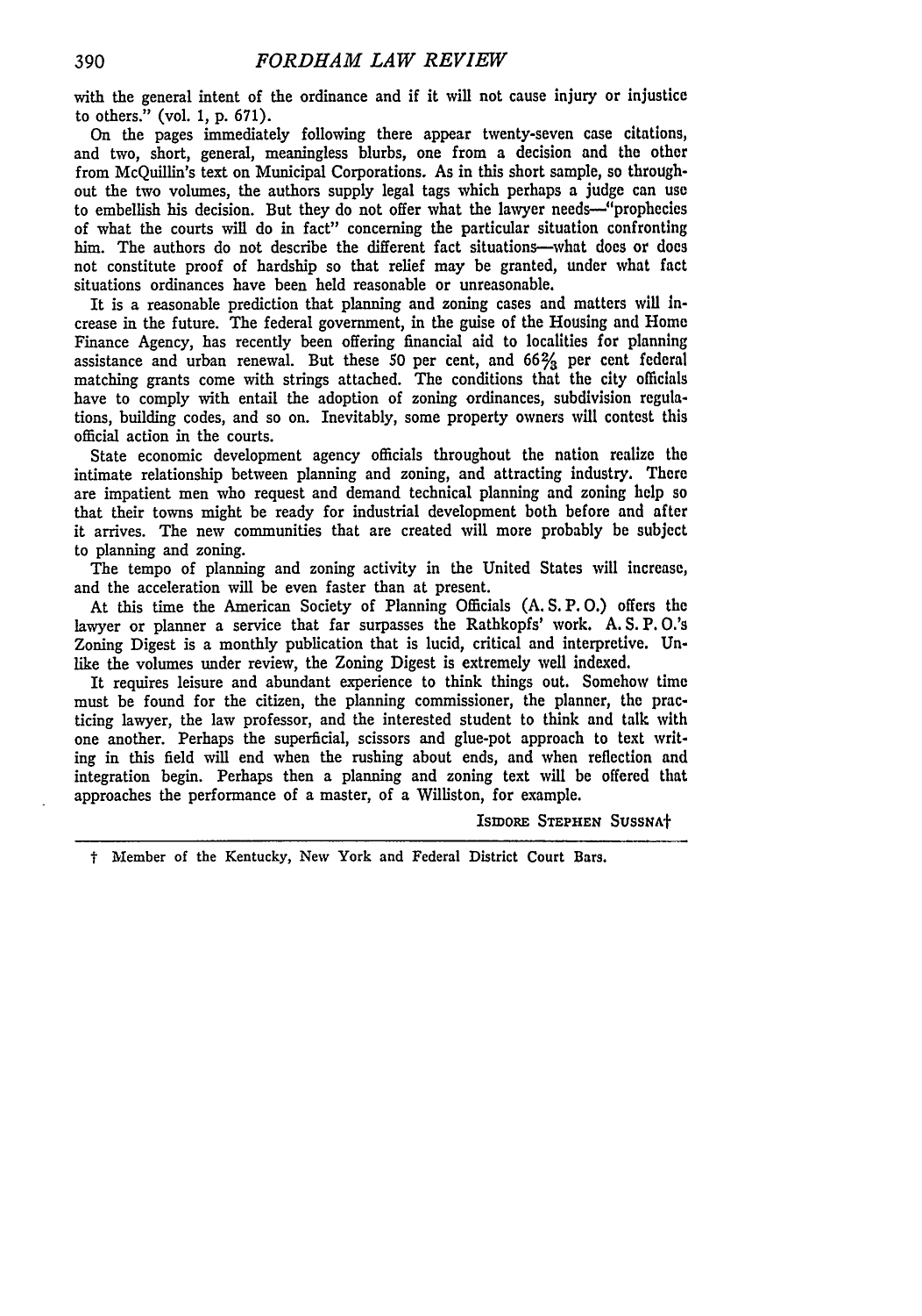with the general intent of the ordinance and if it will not cause injury or injustice to others." (vol. 1, p. 671).

On the pages immediately following there appear twenty-seven case citations, and two, short, general, meaningless blurbs, one from a decision and the other from McQuillin's text on Municipal Corporations. As in this short sample, so throughout the two volumes, the authors supply legal tags which perhaps a judge can use to embellish his decision. But they do not offer what the lawyer needs—"prophecies of what the courts will do in fact" concerning the particular situation confronting him. The authors do not describe the different fact situations—what does or does not constitute proof of hardship so that relief may be granted, under what fact situations ordinances have been held reasonable or unreasonable.

It is a reasonable prediction that planning and zoning cases and matters will increase in the future. The federal government, in the guise of the Housing and Home Finance Agency, has recently been offering financial aid to localities for planning assistance and urban renewal. But these 50 per cent, and 66⅔ per cent federal matching grants come with strings attached. The conditions that the city officials have to comply with entail the adoption of zoning ordinances, subdivision regulations, building codes, and so on. Inevitably, some property owners will contest this official action in the courts.

State economic development agency officials throughout the nation realize the intimate relationship between planning and zoning, and attracting industry. There are impatient men who request and demand technical planning and zoning help so that their towns might be ready for industrial development both before and after it arrives. The new communities that are created will more probably be subject to planning and zoning.

The tempo of planning and zoning activity in the United States will increase, and the acceleration will be even faster than at present.

At this time the American Society of Planning Officials (A. S. P. O.) offers the lawyer or planner a service that far surpasses the Rathkopfs' work. A. S. P. O.'s Zoning Digest is a monthly publication that is lucid, critical and interpretive. Unlike the volumes under review, the Zoning Digest is extremely well indexed.

It requires leisure and abundant experience to think things out. Somehow time must be found for the citizen, the planning commissioner, the planner, the practicing lawyer, the law professor, and the interested student to think and talk with one another. Perhaps the superficial, scissors and glue-pot approach to text writing in this field will end when the rushing about ends, and when reflection and integration begin. Perhaps then a planning and zoning text will be offered that approaches the performance of a master, of a Williston, for example.

ISIDORE STEPHEN SUSSNA†

† Member of the Kentucky, New York and Federal District Court Bars.